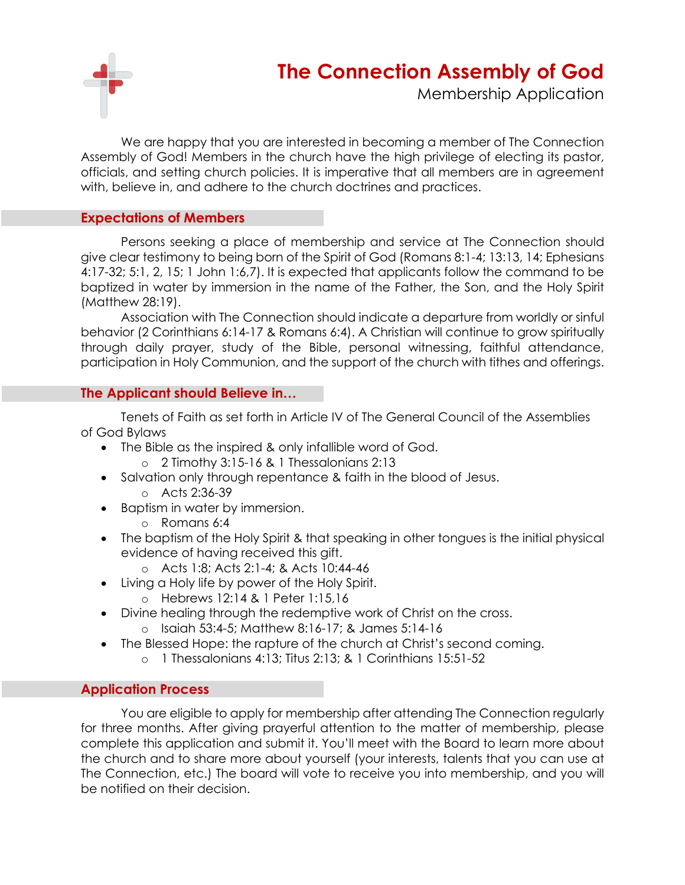# The Connection Assembly of God

Membership Application

We are happy that you are interested in becoming a member of The Connection Assembly of God! Members in the church have the high privilege of electing its pastor, officials, and setting church policies. It is imperative that all members are in agreement with, believe in, and adhere to the church doctrines and practices.

## Expectations of Members

Persons seeking a place of membership and service at The Connection should give clear testimony to being born of the Spirit of God (Romans 8:1-4; 13:13, 14; Ephesians 4:17-32; 5:1, 2, 15; 1 John 1:6,7). It is expected that applicants follow the command to be baptized in water by immersion in the name of the Father, the Son, and the Holy Spirit (Matthew 28:19).

Association with The Connection should indicate a departure from worldly or sinful behavior (2 Corinthians 6:14-17 & Romans 6:4). A Christian will continue to grow spiritually through daily prayer, study of the Bible, personal witnessing, faithful attendance, participation in Holy Communion, and the support of the church with tithes and offerings.

## The Applicant should Believe in…

Tenets of Faith as set forth in Article IV of The General Council of the Assemblies of God Bylaws

- The Bible as the inspired & only infallible word of God.
  - 2 Timothy 3:15-16 & 1 Thessalonians 2:13
- Salvation only through repentance & faith in the blood of Jesus.
  - Acts 2:36-39
- Baptism in water by immersion.
  - Romans 6:4
- The baptism of the Holy Spirit & that speaking in other tongues is the initial physical evidence of having received this gift.
  - Acts 1:8; Acts 2:1-4; & Acts 10:44-46
- Living a Holy life by power of the Holy Spirit.
  - Hebrews 12:14 & 1 Peter 1:15,16
- Divine healing through the redemptive work of Christ on the cross.
  - Isaiah 53:4-5; Matthew 8:16-17; & James 5:14-16
- The Blessed Hope: the rapture of the church at Christ's second coming.
  - 1 Thessalonians 4:13; Titus 2:13; & 1 Corinthians 15:51-52

## Application Process

You are eligible to apply for membership after attending The Connection regularly for three months. After giving prayerful attention to the matter of membership, please complete this application and submit it. You'll meet with the Board to learn more about the church and to share more about yourself (your interests, talents that you can use at The Connection, etc.) The board will vote to receive you into membership, and you will be notified on their decision.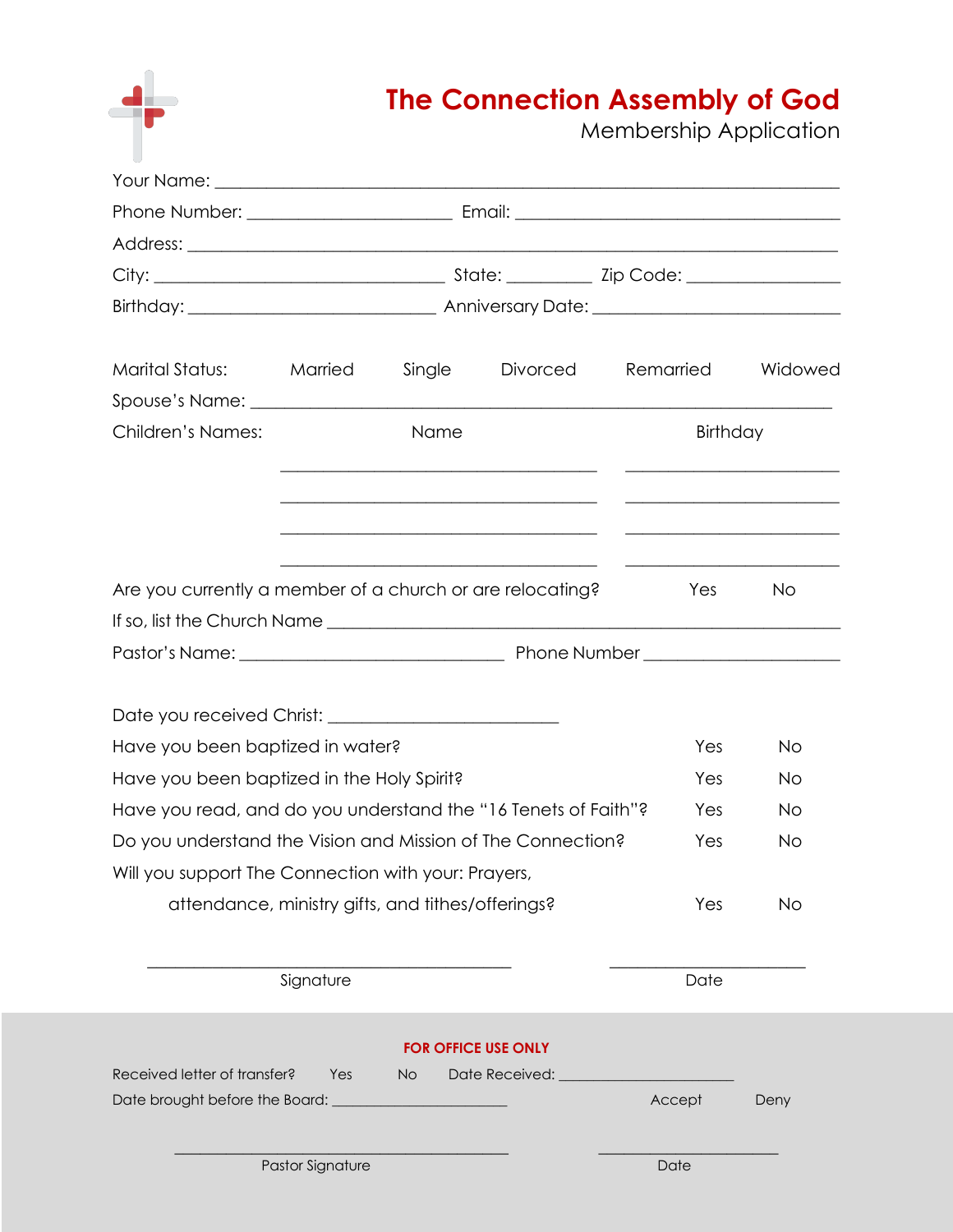# The Connection Assembly of God

## Membership Application

Your Name: ____________________________________________

Phone Number: ______________________ Email: ______________________________

Address: ____________________________________________

City: ______________________________ State: _________ Zip Code: ______________

Birthday: __________________________ Anniversary Date: __________________________

Marital Status: Married Single Divorced Remarried Widowed

Spouse's Name: ____________________________________________

Children's Names:

| Name | Birthday |
|---|---|
| ______________________________ | ____________________ |
| ______________________________ | ____________________ |
| ______________________________ | ____________________ |
| ______________________________ | ____________________ |

Are you currently a member of a church or are relocating? Yes No

If so, list the Church Name ____________________________________________

Pastor's Name: ____________________________ Phone Number ____________________

Date you received Christ: ________________________

| | | |
|---|---|---|
| Have you been baptized in water? | Yes | No |
| Have you been baptized in the Holy Spirit? | Yes | No |
| Have you read, and do you understand the "16 Tenets of Faith"? | Yes | No |
| Do you understand the Vision and Mission of The Connection? | Yes | No |
| Will you support The Connection with your: Prayers, attendance, ministry gifts, and tithes/offerings? | Yes | No |

________________________________________ ____________________

Signature Date

**FOR OFFICE USE ONLY**

Received letter of transfer? Yes No Date Received: ____________________

Date brought before the Board: ____________________ Accept Deny

________________________________________ ____________________

Pastor Signature Date